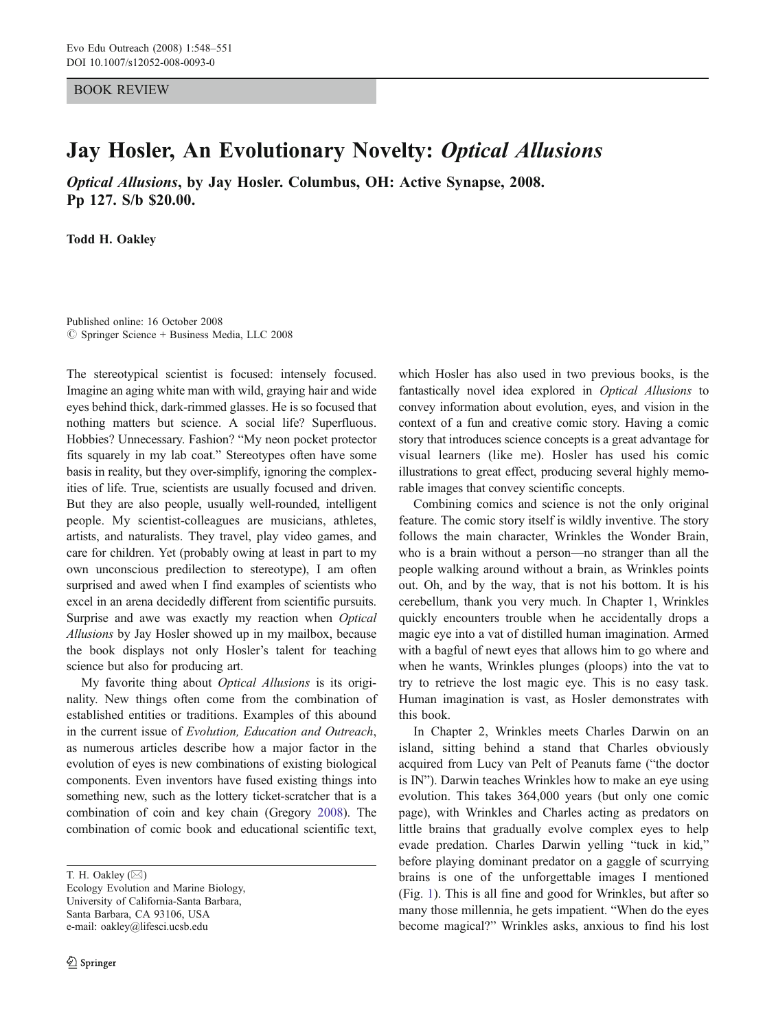BOOK REVIEW

# Jay Hosler, An Evolutionary Novelty: *Optical Allusions*

***Optical Allusions*, by Jay Hosler. Columbus, OH: Active Synapse, 2008. Pp 127. S/b $20.00.**

**Todd H. Oakley**

Published online: 16 October 2008
© Springer Science + Business Media, LLC 2008

The stereotypical scientist is focused: intensely focused. Imagine an aging white man with wild, graying hair and wide eyes behind thick, dark-rimmed glasses. He is so focused that nothing matters but science. A social life? Superfluous. Hobbies? Unnecessary. Fashion? "My neon pocket protector fits squarely in my lab coat." Stereotypes often have some basis in reality, but they over-simplify, ignoring the complexities of life. True, scientists are usually focused and driven. But they are also people, usually well-rounded, intelligent people. My scientist-colleagues are musicians, athletes, artists, and naturalists. They travel, play video games, and care for children. Yet (probably owing at least in part to my own unconscious predilection to stereotype), I am often surprised and awed when I find examples of scientists who excel in an arena decidedly different from scientific pursuits. Surprise and awe was exactly my reaction when *Optical Allusions* by Jay Hosler showed up in my mailbox, because the book displays not only Hosler's talent for teaching science but also for producing art.

My favorite thing about *Optical Allusions* is its originality. New things often come from the combination of established entities or traditions. Examples of this abound in the current issue of *Evolution, Education and Outreach*, as numerous articles describe how a major factor in the evolution of eyes is new combinations of existing biological components. Even inventors have fused existing things into something new, such as the lottery ticket-scratcher that is a combination of coin and key chain (Gregory 2008). The combination of comic book and educational scientific text, which Hosler has also used in two previous books, is the fantastically novel idea explored in *Optical Allusions* to convey information about evolution, eyes, and vision in the context of a fun and creative comic story. Having a comic story that introduces science concepts is a great advantage for visual learners (like me). Hosler has used his comic illustrations to great effect, producing several highly memorable images that convey scientific concepts.

Combining comics and science is not the only original feature. The comic story itself is wildly inventive. The story follows the main character, Wrinkles the Wonder Brain, who is a brain without a person—no stranger than all the people walking around without a brain, as Wrinkles points out. Oh, and by the way, that is not his bottom. It is his cerebellum, thank you very much. In Chapter 1, Wrinkles quickly encounters trouble when he accidentally drops a magic eye into a vat of distilled human imagination. Armed with a bagful of newt eyes that allows him to go where and when he wants, Wrinkles plunges (ploops) into the vat to try to retrieve the lost magic eye. This is no easy task. Human imagination is vast, as Hosler demonstrates with this book.

In Chapter 2, Wrinkles meets Charles Darwin on an island, sitting behind a stand that Charles obviously acquired from Lucy van Pelt of Peanuts fame ("the doctor is IN"). Darwin teaches Wrinkles how to make an eye using evolution. This takes 364,000 years (but only one comic page), with Wrinkles and Charles acting as predators on little brains that gradually evolve complex eyes to help evade predation. Charles Darwin yelling "tuck in kid," before playing dominant predator on a gaggle of scurrying brains is one of the unforgettable images I mentioned (Fig. 1). This is all fine and good for Wrinkles, but after so many those millennia, he gets impatient. "When do the eyes become magical?" Wrinkles asks, anxious to find his lost

T. H. Oakley (✉)
Ecology Evolution and Marine Biology,
University of California-Santa Barbara,
Santa Barbara, CA 93106, USA
e-mail: oakley@lifesci.ucsb.edu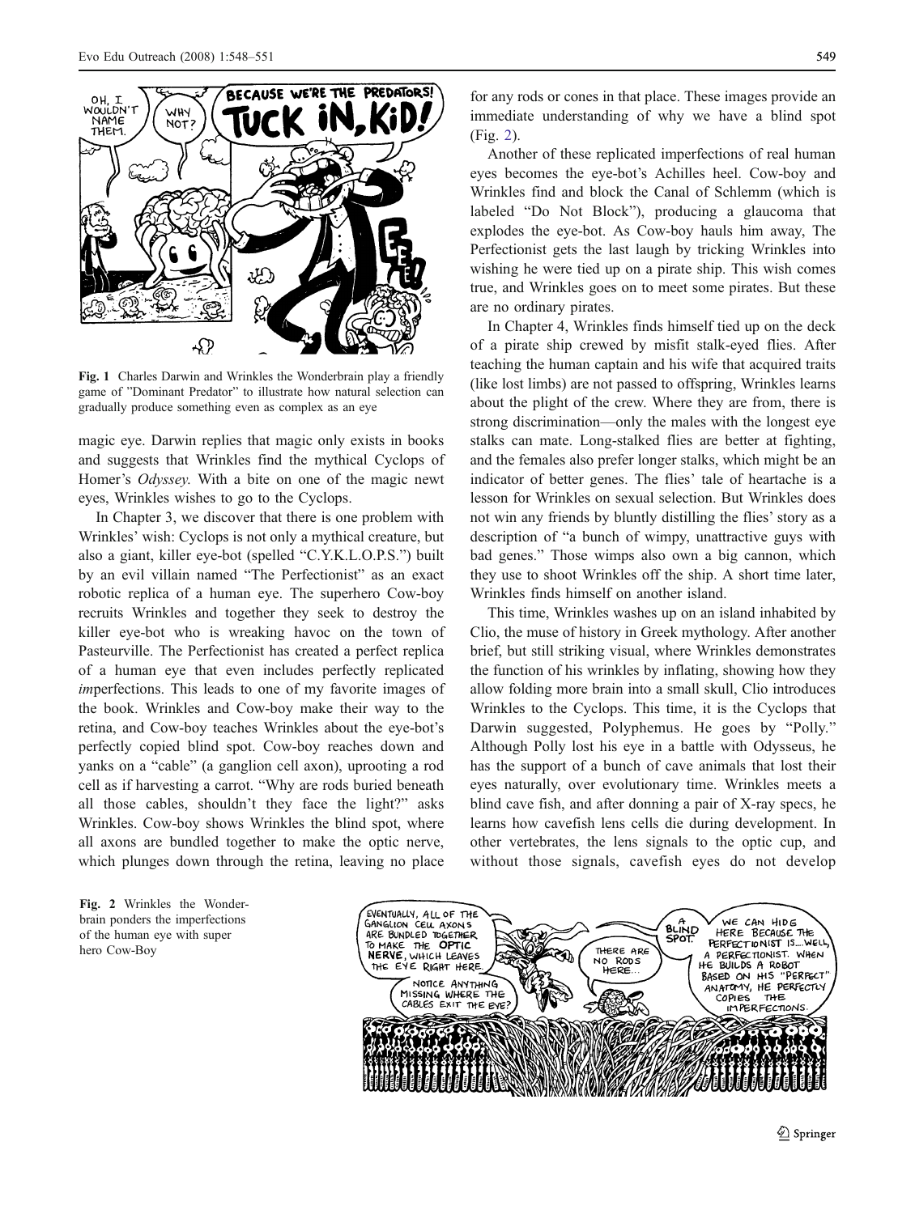Fig. 1 Charles Darwin and Wrinkles the Wonderbrain play a friendly game of "Dominant Predator" to illustrate how natural selection can gradually produce something even as complex as an eye

magic eye. Darwin replies that magic only exists in books and suggests that Wrinkles find the mythical Cyclops of Homer's *Odyssey.* With a bite on one of the magic newt eyes, Wrinkles wishes to go to the Cyclops.

In Chapter 3, we discover that there is one problem with Wrinkles' wish: Cyclops is not only a mythical creature, but also a giant, killer eye-bot (spelled "C.Y.K.L.O.P.S.") built by an evil villain named "The Perfectionist" as an exact robotic replica of a human eye. The superhero Cow-boy recruits Wrinkles and together they seek to destroy the killer eye-bot who is wreaking havoc on the town of Pasteurville. The Perfectionist has created a perfect replica of a human eye that even includes perfectly replicated *im*perfections. This leads to one of my favorite images of the book. Wrinkles and Cow-boy make their way to the retina, and Cow-boy teaches Wrinkles about the eye-bot's perfectly copied blind spot. Cow-boy reaches down and yanks on a "cable" (a ganglion cell axon), uprooting a rod cell as if harvesting a carrot. "Why are rods buried beneath all those cables, shouldn't they face the light?" asks Wrinkles. Cow-boy shows Wrinkles the blind spot, where all axons are bundled together to make the optic nerve, which plunges down through the retina, leaving no place for any rods or cones in that place. These images provide an immediate understanding of why we have a blind spot (Fig. 2).

Another of these replicated imperfections of real human eyes becomes the eye-bot's Achilles heel. Cow-boy and Wrinkles find and block the Canal of Schlemm (which is labeled "Do Not Block"), producing a glaucoma that explodes the eye-bot. As Cow-boy hauls him away, The Perfectionist gets the last laugh by tricking Wrinkles into wishing he were tied up on a pirate ship. This wish comes true, and Wrinkles goes on to meet some pirates. But these are no ordinary pirates.

In Chapter 4, Wrinkles finds himself tied up on the deck of a pirate ship crewed by misfit stalk-eyed flies. After teaching the human captain and his wife that acquired traits (like lost limbs) are not passed to offspring, Wrinkles learns about the plight of the crew. Where they are from, there is strong discrimination—only the males with the longest eye stalks can mate. Long-stalked flies are better at fighting, and the females also prefer longer stalks, which might be an indicator of better genes. The flies' tale of heartache is a lesson for Wrinkles on sexual selection. But Wrinkles does not win any friends by bluntly distilling the flies' story as a description of "a bunch of wimpy, unattractive guys with bad genes." Those wimps also own a big cannon, which they use to shoot Wrinkles off the ship. A short time later, Wrinkles finds himself on another island.

This time, Wrinkles washes up on an island inhabited by Clio, the muse of history in Greek mythology. After another brief, but still striking visual, where Wrinkles demonstrates the function of his wrinkles by inflating, showing how they allow folding more brain into a small skull, Clio introduces Wrinkles to the Cyclops. This time, it is the Cyclops that Darwin suggested, Polyphemus. He goes by "Polly." Although Polly lost his eye in a battle with Odysseus, he has the support of a bunch of cave animals that lost their eyes naturally, over evolutionary time. Wrinkles meets a blind cave fish, and after donning a pair of X-ray specs, he learns how cavefish lens cells die during development. In other vertebrates, the lens signals to the optic cup, and without those signals, cavefish eyes do not develop

Fig. 2 Wrinkles the Wonderbrain ponders the imperfections of the human eye with super hero Cow-Boy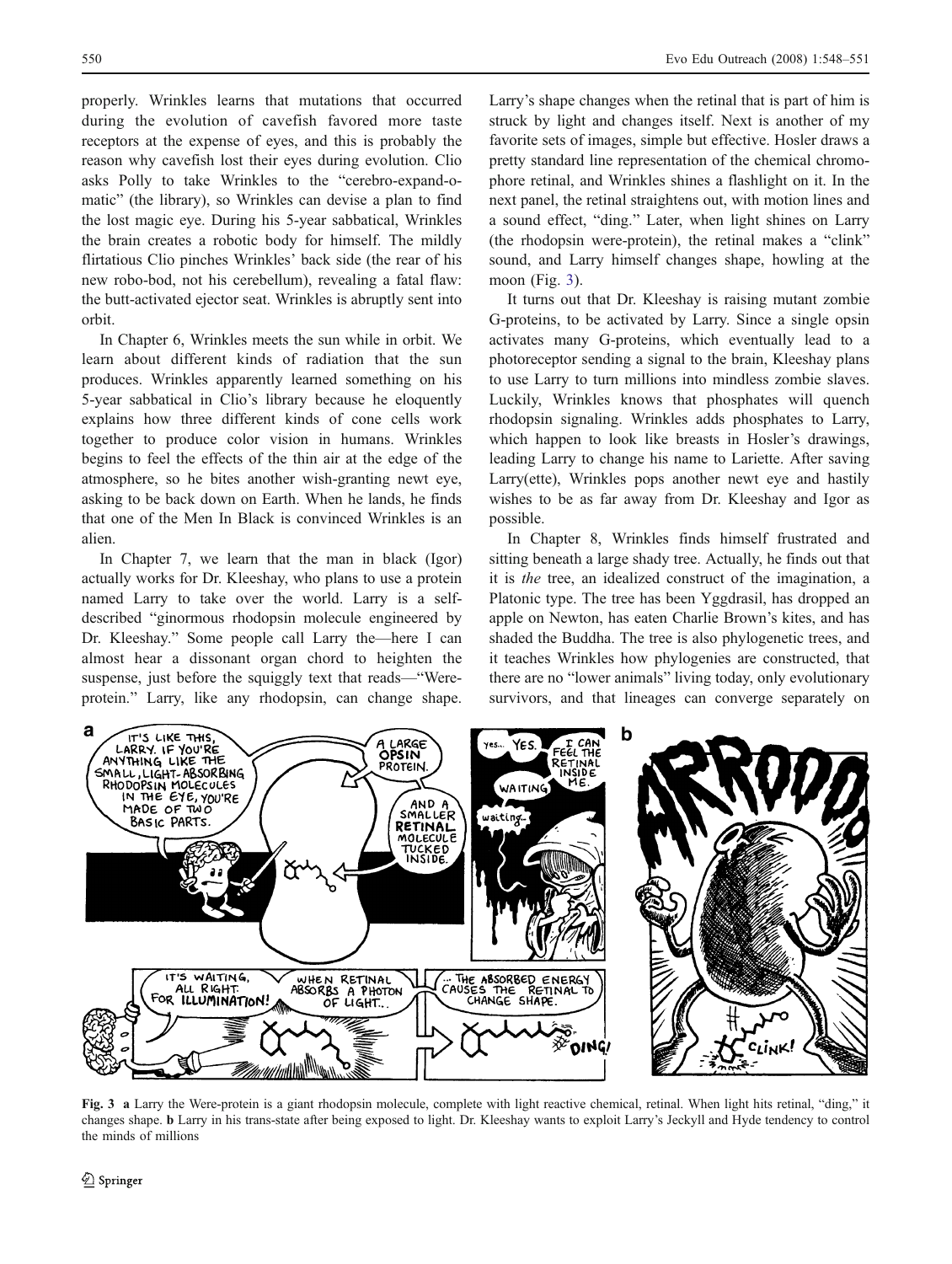properly. Wrinkles learns that mutations that occurred during the evolution of cavefish favored more taste receptors at the expense of eyes, and this is probably the reason why cavefish lost their eyes during evolution. Clio asks Polly to take Wrinkles to the "cerebro-expand-o-matic" (the library), so Wrinkles can devise a plan to find the lost magic eye. During his 5-year sabbatical, Wrinkles the brain creates a robotic body for himself. The mildly flirtatious Clio pinches Wrinkles' back side (the rear of his new robo-bod, not his cerebellum), revealing a fatal flaw: the butt-activated ejector seat. Wrinkles is abruptly sent into orbit.

In Chapter 6, Wrinkles meets the sun while in orbit. We learn about different kinds of radiation that the sun produces. Wrinkles apparently learned something on his 5-year sabbatical in Clio's library because he eloquently explains how three different kinds of cone cells work together to produce color vision in humans. Wrinkles begins to feel the effects of the thin air at the edge of the atmosphere, so he bites another wish-granting newt eye, asking to be back down on Earth. When he lands, he finds that one of the Men In Black is convinced Wrinkles is an alien.

In Chapter 7, we learn that the man in black (Igor) actually works for Dr. Kleeshay, who plans to use a protein named Larry to take over the world. Larry is a self-described "ginormous rhodopsin molecule engineered by Dr. Kleeshay." Some people call Larry the—here I can almost hear a dissonant organ chord to heighten the suspense, just before the squiggly text that reads—"Were-protein." Larry, like any rhodopsin, can change shape. Larry's shape changes when the retinal that is part of him is struck by light and changes itself. Next is another of my favorite sets of images, simple but effective. Hosler draws a pretty standard line representation of the chemical chromophore retinal, and Wrinkles shines a flashlight on it. In the next panel, the retinal straightens out, with motion lines and a sound effect, "ding." Later, when light shines on Larry (the rhodopsin were-protein), the retinal makes a "clink" sound, and Larry himself changes shape, howling at the moon (Fig. 3).

It turns out that Dr. Kleeshay is raising mutant zombie G-proteins, to be activated by Larry. Since a single opsin activates many G-proteins, which eventually lead to a photoreceptor sending a signal to the brain, Kleeshay plans to use Larry to turn millions into mindless zombie slaves. Luckily, Wrinkles knows that phosphates will quench rhodopsin signaling. Wrinkles adds phosphates to Larry, which happen to look like breasts in Hosler's drawings, leading Larry to change his name to Lariette. After saving Larry(ette), Wrinkles pops another newt eye and hastily wishes to be as far away from Dr. Kleeshay and Igor as possible.

In Chapter 8, Wrinkles finds himself frustrated and sitting beneath a large shady tree. Actually, he finds out that it is *the* tree, an idealized construct of the imagination, a Platonic type. The tree has been Yggdrasil, has dropped an apple on Newton, has eaten Charlie Brown's kites, and has shaded the Buddha. The tree is also phylogenetic trees, and it teaches Wrinkles how phylogenies are constructed, that there are no "lower animals" living today, only evolutionary survivors, and that lineages can converge separately on

**Fig. 3** **a** Larry the Were-protein is a giant rhodopsin molecule, complete with light reactive chemical, retinal. When light hits retinal, "ding," it changes shape. **b** Larry in his trans-state after being exposed to light. Dr. Kleeshay wants to exploit Larry's Jeckyll and Hyde tendency to control the minds of millions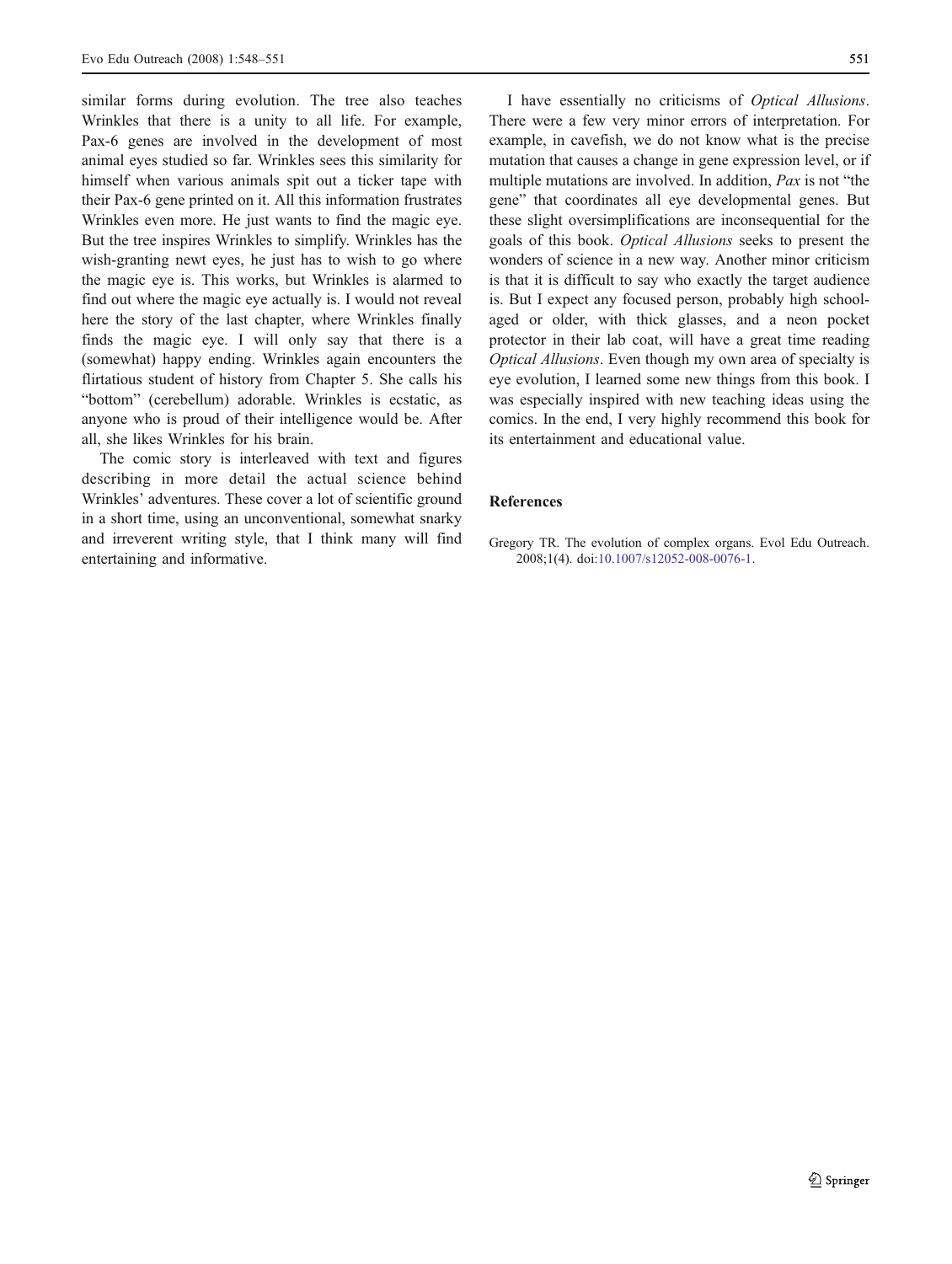similar forms during evolution. The tree also teaches Wrinkles that there is a unity to all life. For example, Pax-6 genes are involved in the development of most animal eyes studied so far. Wrinkles sees this similarity for himself when various animals spit out a ticker tape with their Pax-6 gene printed on it. All this information frustrates Wrinkles even more. He just wants to find the magic eye. But the tree inspires Wrinkles to simplify. Wrinkles has the wish-granting newt eyes, he just has to wish to go where the magic eye is. This works, but Wrinkles is alarmed to find out where the magic eye actually is. I would not reveal here the story of the last chapter, where Wrinkles finally finds the magic eye. I will only say that there is a (somewhat) happy ending. Wrinkles again encounters the flirtatious student of history from Chapter 5. She calls his "bottom" (cerebellum) adorable. Wrinkles is ecstatic, as anyone who is proud of their intelligence would be. After all, she likes Wrinkles for his brain.

The comic story is interleaved with text and figures describing in more detail the actual science behind Wrinkles' adventures. These cover a lot of scientific ground in a short time, using an unconventional, somewhat snarky and irreverent writing style, that I think many will find entertaining and informative.

I have essentially no criticisms of *Optical Allusions*. There were a few very minor errors of interpretation. For example, in cavefish, we do not know what is the precise mutation that causes a change in gene expression level, or if multiple mutations are involved. In addition, *Pax* is not "the gene" that coordinates all eye developmental genes. But these slight oversimplifications are inconsequential for the goals of this book. *Optical Allusions* seeks to present the wonders of science in a new way. Another minor criticism is that it is difficult to say who exactly the target audience is. But I expect any focused person, probably high school-aged or older, with thick glasses, and a neon pocket protector in their lab coat, will have a great time reading *Optical Allusions*. Even though my own area of specialty is eye evolution, I learned some new things from this book. I was especially inspired with new teaching ideas using the comics. In the end, I very highly recommend this book for its entertainment and educational value.

## References

Gregory TR. The evolution of complex organs. Evol Edu Outreach. 2008;1(4). doi:10.1007/s12052-008-0076-1.